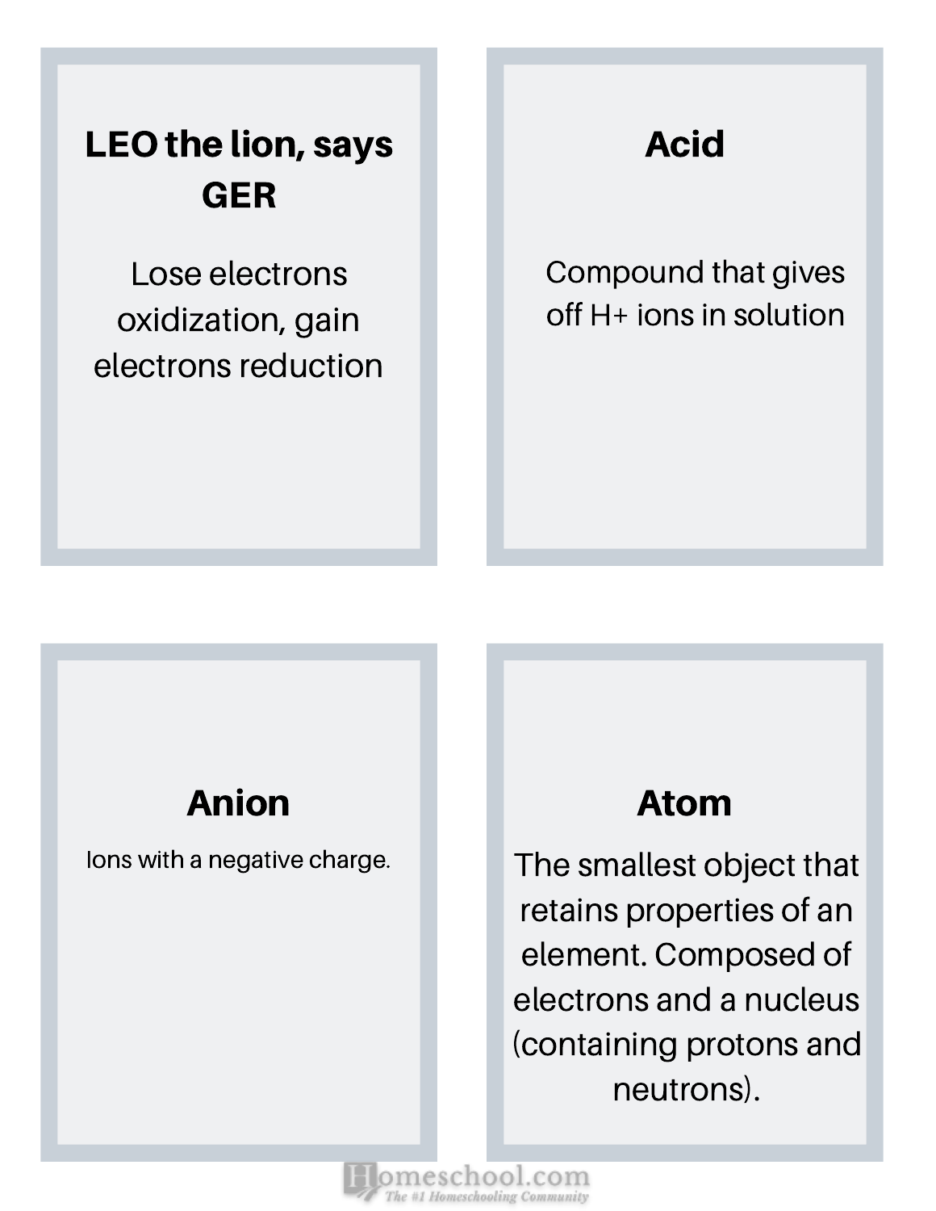## LEO the lion, says GER

Lose electrons oxidization, gain electrons reduction

## Acid

Compound that gives off H+ ions in solution

## Anion

Ions with a negative charge.

## Atom

The smallest object that retains properties of an element. Composed of electrons and a nucleus (containing protons and neutrons).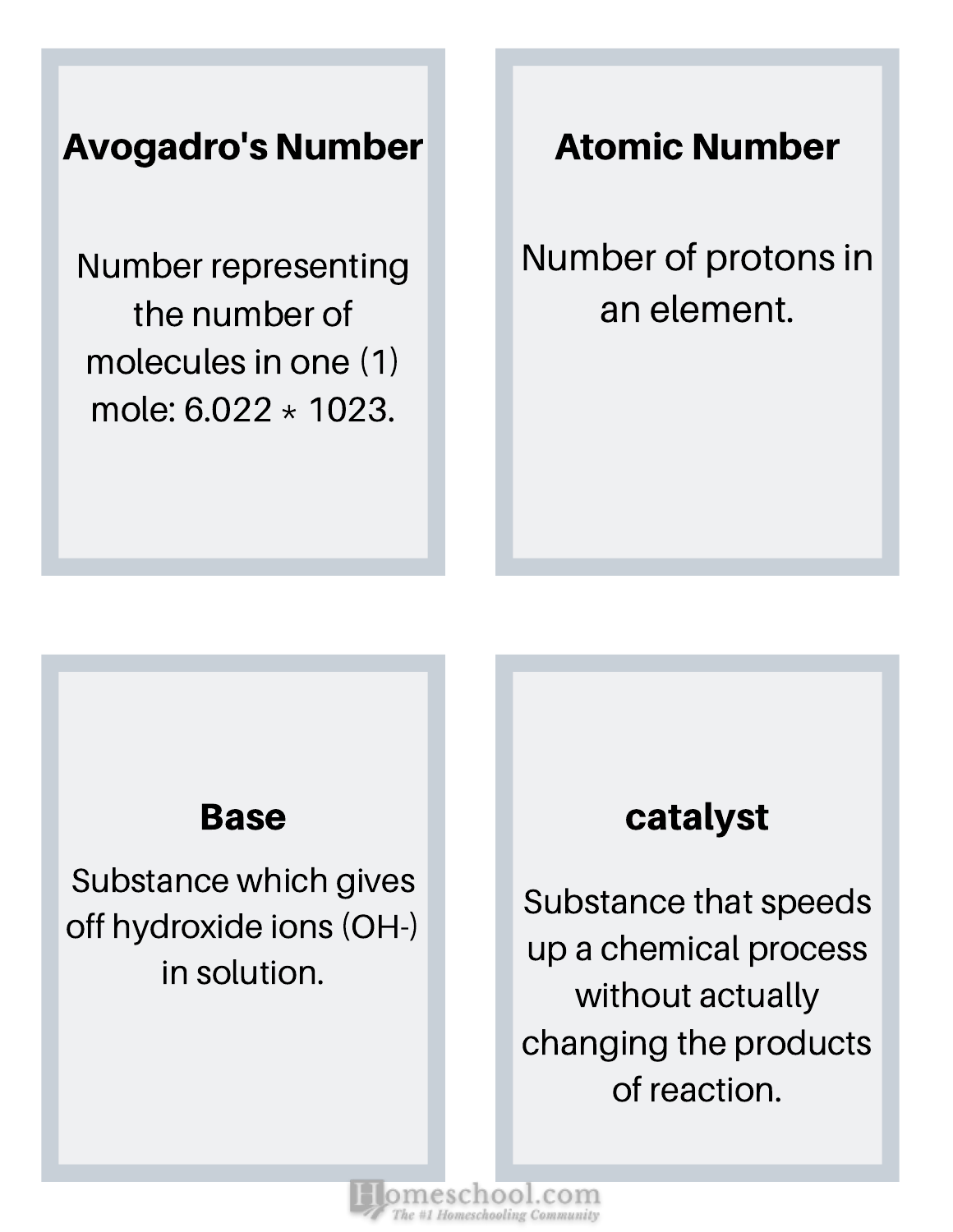## Avogadro's Number

Number representing the number of molecules in one (1) mole: $6.022 * 1023$.

## Atomic Number

Number of protons in an element.

## Base

Substance which gives off hydroxide ions ($OH^-$) in solution.

## catalyst

Substance that speeds up a chemical process without actually changing the products of reaction.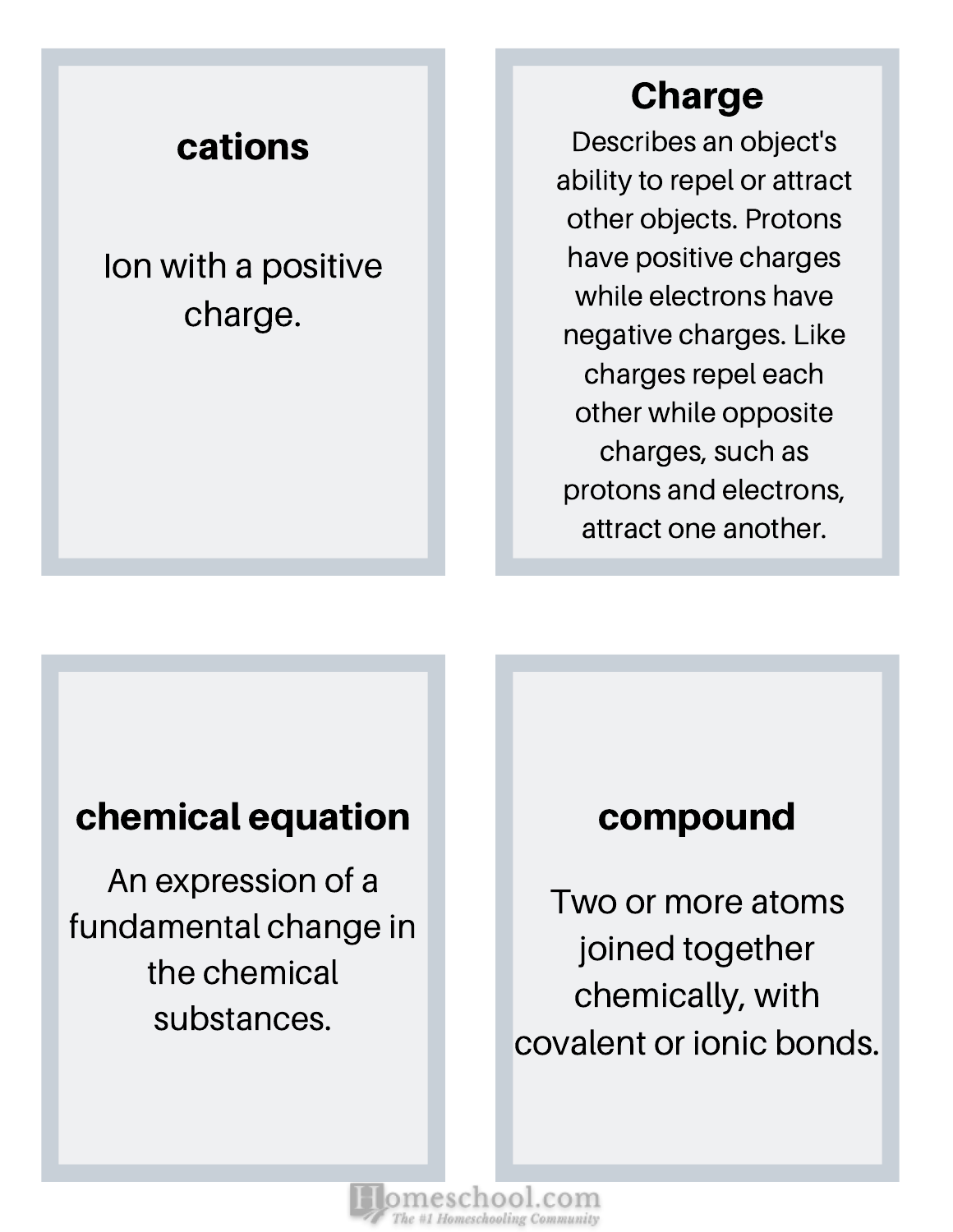**cations**

Ion with a positive charge.

**Charge**

Describes an object's ability to repel or attract other objects. Protons have positive charges while electrons have negative charges. Like charges repel each other while opposite charges, such as protons and electrons, attract one another.

**chemical equation**

An expression of a fundamental change in the chemical substances.

**compound**

Two or more atoms joined together chemically, with covalent or ionic bonds.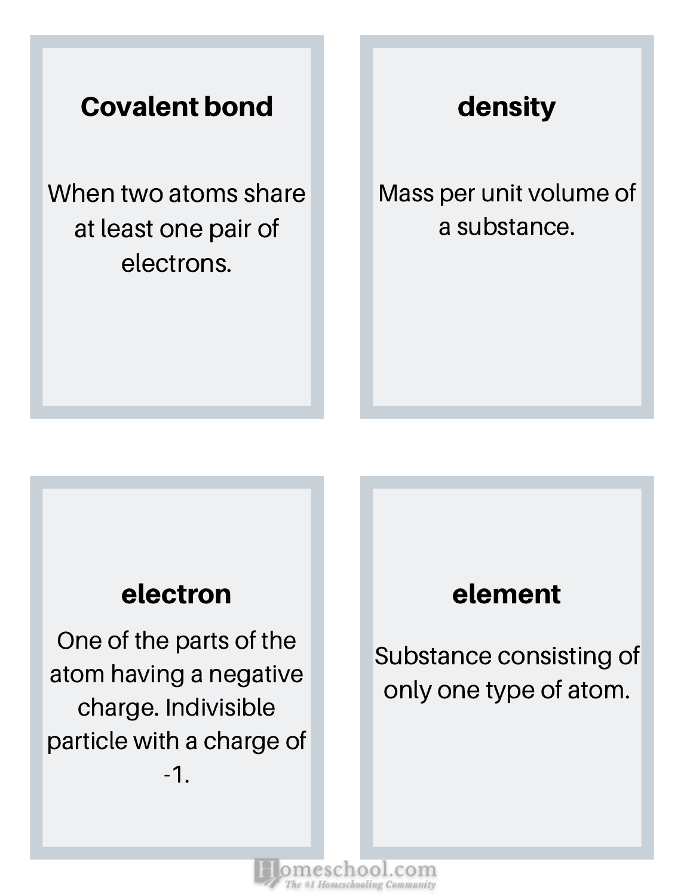**Covalent bond**

When two atoms share at least one pair of electrons.

**density**

Mass per unit volume of a substance.

**electron**

One of the parts of the atom having a negative charge. Indivisible particle with a charge of -1.

**element**

Substance consisting of only one type of atom.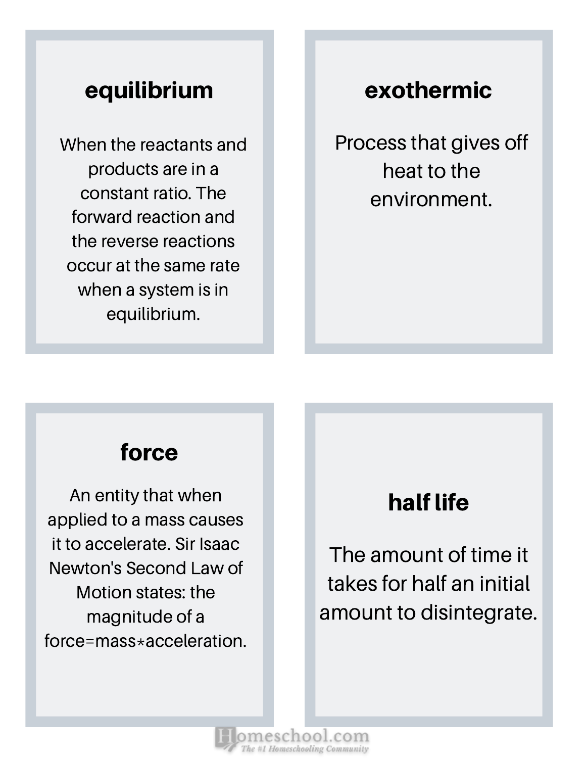## equilibrium

When the reactants and products are in a constant ratio. The forward reaction and the reverse reactions occur at the same rate when a system is in equilibrium.

## exothermic

Process that gives off heat to the environment.

## force

An entity that when applied to a mass causes it to accelerate. Sir Isaac Newton's Second Law of Motion states: the magnitude of a force=mass*acceleration.

## half life

The amount of time it takes for half an initial amount to disintegrate.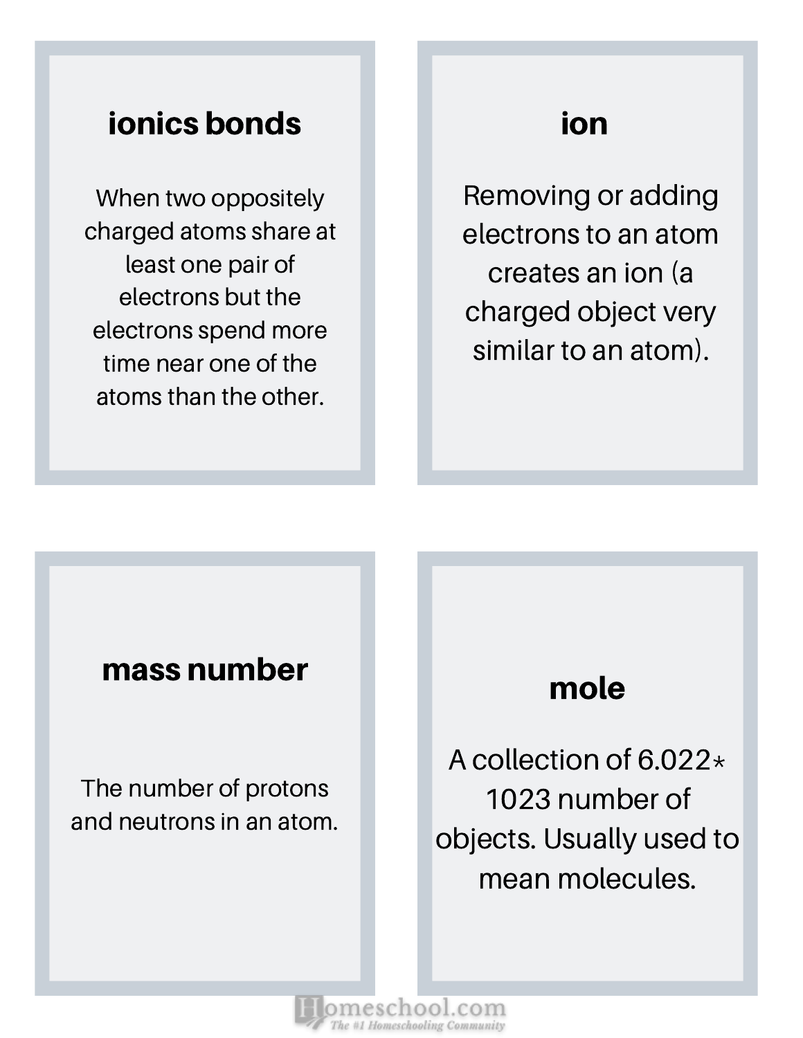## ionics bonds

When two oppositely charged atoms share at least one pair of electrons but the electrons spend more time near one of the atoms than the other.

## ion

Removing or adding electrons to an atom creates an ion (a charged object very similar to an atom).

## mass number

The number of protons and neutrons in an atom.

## mole

A collection of 6.022* 1023 number of objects. Usually used to mean molecules.